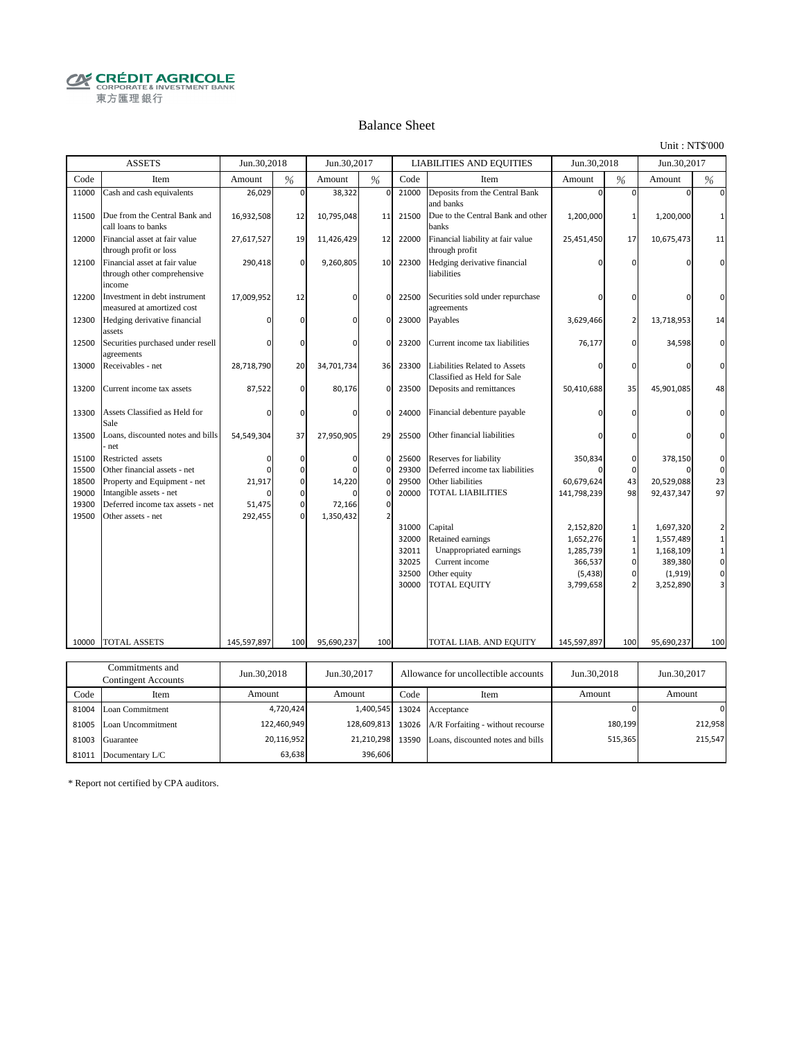CRÉDIT AGRICOLE CORPORATE & INVESTMENT BANK
東方匯理銀行

# Balance Sheet

Unit : NT$'000

| ASSETS | | Jun.30,2018 | | Jun.30,2017 | | LIABILITIES AND EQUITIES | | Jun.30,2018 | | Jun.30,2017 | |
|---|---|---|---|---|---|---|---|---|---|---|---|
| Code | Item | Amount | % | Amount | % | Code | Item | Amount | % | Amount | % |
| 11000 | Cash and cash equivalents | 26,029 | 0 | 38,322 | 0 | 21000 | Deposits from the Central Bank and banks | 0 | 0 | 0 | 0 |
| 11500 | Due from the Central Bank and call loans to banks | 16,932,508 | 12 | 10,795,048 | 11 | 21500 | Due to the Central Bank and other banks | 1,200,000 | 1 | 1,200,000 | 1 |
| 12000 | Financial asset at fair value through profit or loss | 27,617,527 | 19 | 11,426,429 | 12 | 22000 | Financial liability at fair value through profit | 25,451,450 | 17 | 10,675,473 | 11 |
| 12100 | Financial asset at fair value through other comprehensive income | 290,418 | 0 | 9,260,805 | 10 | 22300 | Hedging derivative financial liabilities | 0 | 0 | 0 | 0 |
| 12200 | Investment in debt instrument measured at amortized cost | 17,009,952 | 12 | 0 | 0 | 22500 | Securities sold under repurchase agreements | 0 | 0 | 0 | 0 |
| 12300 | Hedging derivative financial assets | 0 | 0 | 0 | 0 | 23000 | Payables | 3,629,466 | 2 | 13,718,953 | 14 |
| 12500 | Securities purchased under resell agreements | 0 | 0 | 0 | 0 | 23200 | Current income tax liabilities | 76,177 | 0 | 34,598 | 0 |
| 13000 | Receivables - net | 28,718,790 | 20 | 34,701,734 | 36 | 23300 | Liabilities Related to Assets Classified as Held for Sale | 0 | 0 | 0 | 0 |
| 13200 | Current income tax assets | 87,522 | 0 | 80,176 | 0 | 23500 | Deposits and remittances | 50,410,688 | 35 | 45,901,085 | 48 |
| 13300 | Assets Classified as Held for Sale | 0 | 0 | 0 | 0 | 24000 | Financial debenture payable | 0 | 0 | 0 | 0 |
| 13500 | Loans, discounted notes and bills - net | 54,549,304 | 37 | 27,950,905 | 29 | 25500 | Other financial liabilities | 0 | 0 | 0 | 0 |
| 15100 | Restricted assets | 0 | 0 | 0 | 0 | 25600 | Reserves for liability | 350,834 | 0 | 378,150 | 0 |
| 15500 | Other financial assets - net | 0 | 0 | 0 | 0 | 29300 | Deferred income tax liabilities | 0 | 0 | 0 | 0 |
| 18500 | Property and Equipment - net | 21,917 | 0 | 14,220 | 0 | 29500 | Other liabilities | 60,679,624 | 43 | 20,529,088 | 23 |
| 19000 | Intangible assets - net | 0 | 0 | 0 | 0 | 20000 | TOTAL LIABILITIES | 141,798,239 | 98 | 92,437,347 | 97 |
| 19300 | Deferred income tax assets - net | 51,475 | 0 | 72,166 | 0 | | | | | | |
| 19500 | Other assets - net | 292,455 | 0 | 1,350,432 | 2 | | | | | | |
| | | | | | | 31000 | Capital | 2,152,820 | 1 | 1,697,320 | 2 |
| | | | | | | 32000 | Retained earnings | 1,652,276 | 1 | 1,557,489 | 1 |
| | | | | | | 32011 | Unappropriated earnings | 1,285,739 | 1 | 1,168,109 | 1 |
| | | | | | | 32025 | Current income | 366,537 | 0 | 389,380 | 0 |
| | | | | | | 32500 | Other equity | (5,438) | 0 | (1,919) | 0 |
| | | | | | | 30000 | TOTAL EQUITY | 3,799,658 | 2 | 3,252,890 | 3 |
| 10000 | TOTAL ASSETS | 145,597,897 | 100 | 95,690,237 | 100 | | TOTAL LIAB. AND EQUITY | 145,597,897 | 100 | 95,690,237 | 100 |

| Commitments and Contingent Accounts | | Jun.30,2018 | Jun.30,2017 | Allowance for uncollectible accounts | | Jun.30,2018 | Jun.30,2017 |
|---|---|---|---|---|---|---|---|
| Code | Item | Amount | Amount | Code | Item | Amount | Amount |
| 81004 | Loan Commitment | 4,720,424 | 1,400,545 | 13024 | Acceptance | 0 | 0 |
| 81005 | Loan Uncommitment | 122,460,949 | 128,609,813 | 13026 | A/R Forfaiting - without recourse | 180,199 | 212,958 |
| 81003 | Guarantee | 20,116,952 | 21,210,298 | 13590 | Loans, discounted notes and bills | 515,365 | 215,547 |
| 81011 | Documentary L/C | 63,638 | 396,606 | | | | |

* Report not certified by CPA auditors.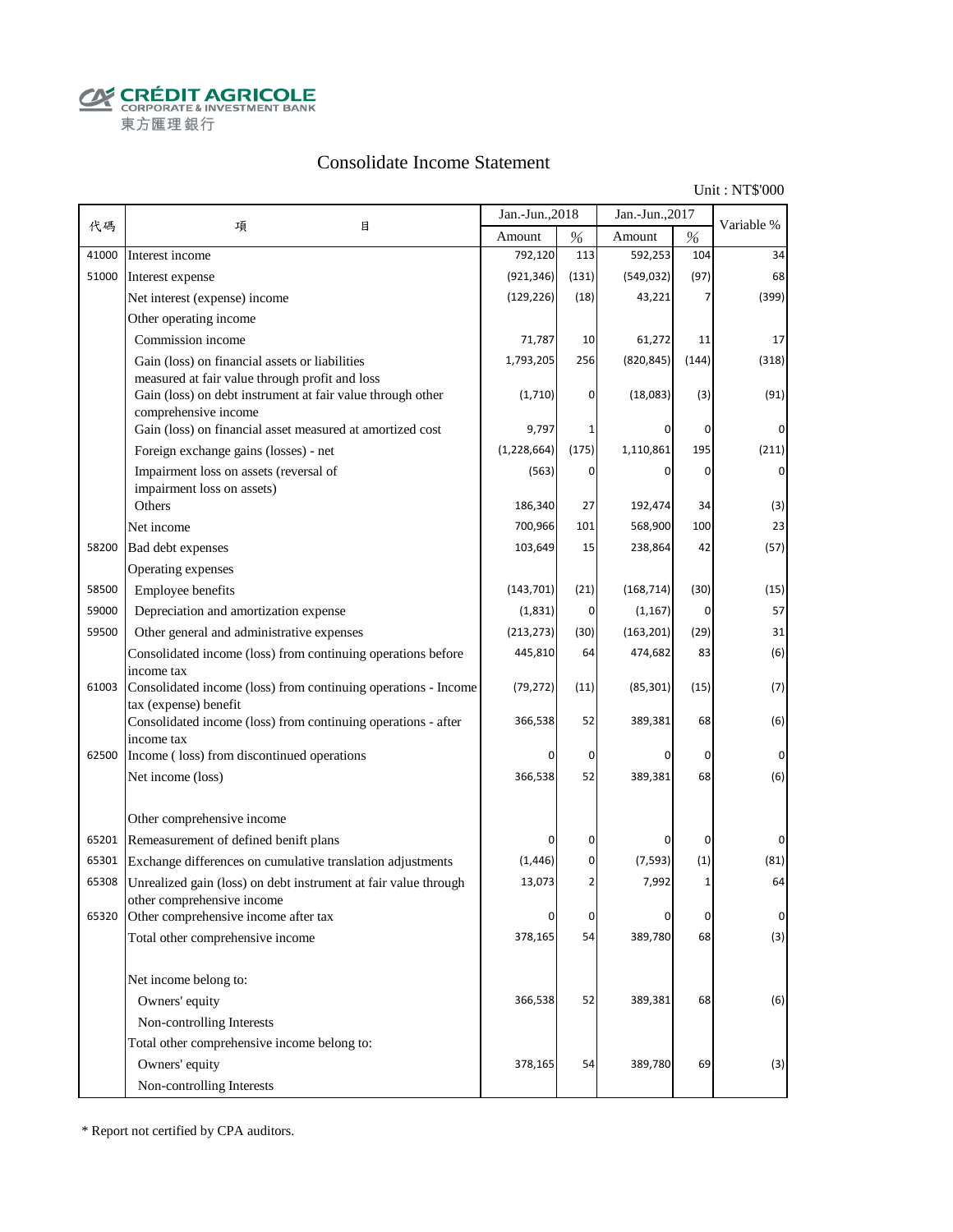CRÉDIT AGRICOLE
CORPORATE & INVESTMENT BANK
東方匯理銀行

# Consolidate Income Statement

Unit : NT$'000

| 代碼 | 項 目 | Jan.-Jun.,2018 | | Jan.-Jun.,2017 | | Variable % |
|---|---|---|---|---|---|---|
| | | Amount | % | Amount | % | |
| 41000 | Interest income | 792,120 | 113 | 592,253 | 104 | 34 |
| 51000 | Interest expense | (921,346) | (131) | (549,032) | (97) | 68 |
| | Net interest (expense) income | (129,226) | (18) | 43,221 | 7 | (399) |
| | Other operating income | | | | | |
| | Commission income | 71,787 | 10 | 61,272 | 11 | 17 |
| | Gain (loss) on financial assets or liabilities measured at fair value through profit and loss | 1,793,205 | 256 | (820,845) | (144) | (318) |
| | Gain (loss) on debt instrument at fair value through other comprehensive income | (1,710) | 0 | (18,083) | (3) | (91) |
| | Gain (loss) on financial asset measured at amortized cost | 9,797 | 1 | 0 | 0 | 0 |
| | Foreign exchange gains (losses) - net | (1,228,664) | (175) | 1,110,861 | 195 | (211) |
| | Impairment loss on assets (reversal of impairment loss on assets) | (563) | 0 | 0 | 0 | 0 |
| | Others | 186,340 | 27 | 192,474 | 34 | (3) |
| | Net income | 700,966 | 101 | 568,900 | 100 | 23 |
| 58200 | Bad debt expenses | 103,649 | 15 | 238,864 | 42 | (57) |
| | Operating expenses | | | | | |
| 58500 | Employee benefits | (143,701) | (21) | (168,714) | (30) | (15) |
| 59000 | Depreciation and amortization expense | (1,831) | 0 | (1,167) | 0 | 57 |
| 59500 | Other general and administrative expenses | (213,273) | (30) | (163,201) | (29) | 31 |
| | Consolidated income (loss) from continuing operations before income tax | 445,810 | 64 | 474,682 | 83 | (6) |
| 61003 | Consolidated income (loss) from continuing operations - Income tax (expense) benefit | (79,272) | (11) | (85,301) | (15) | (7) |
| | Consolidated income (loss) from continuing operations - after income tax | 366,538 | 52 | 389,381 | 68 | (6) |
| 62500 | Income ( loss) from discontinued operations | 0 | 0 | 0 | 0 | 0 |
| | Net income (loss) | 366,538 | 52 | 389,381 | 68 | (6) |
| | Other comprehensive income | | | | | |
| 65201 | Remeasurement of defined benift plans | 0 | 0 | 0 | 0 | 0 |
| 65301 | Exchange differences on cumulative translation adjustments | (1,446) | 0 | (7,593) | (1) | (81) |
| 65308 | Unrealized gain (loss) on debt instrument at fair value through other comprehensive income | 13,073 | 2 | 7,992 | 1 | 64 |
| 65320 | Other comprehensive income after tax | 0 | 0 | 0 | 0 | 0 |
| | Total other comprehensive income | 378,165 | 54 | 389,780 | 68 | (3) |
| | Net income belong to: | | | | | |
| | Owners' equity | 366,538 | 52 | 389,381 | 68 | (6) |
| | Non-controlling Interests | | | | | |
| | Total other comprehensive income belong to: | | | | | |
| | Owners' equity | 378,165 | 54 | 389,780 | 69 | (3) |
| | Non-controlling Interests | | | | | |

* Report not certified by CPA auditors.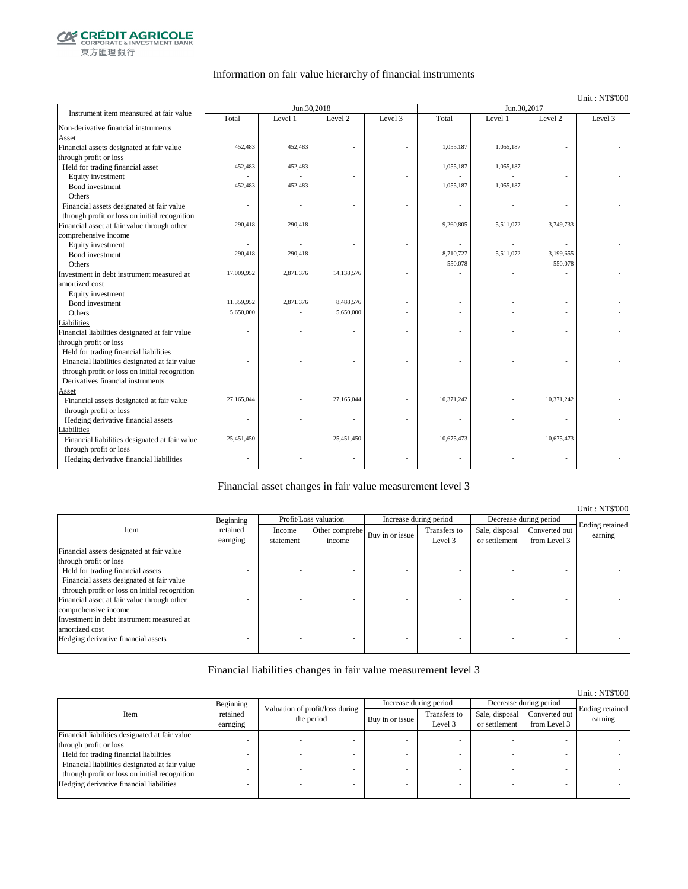CRÉDIT AGRICOLE CORPORATE & INVESTMENT BANK
東方匯理銀行

## Information on fair value hierarchy of financial instruments

Unit : NT$'000

| Instrument item measured at fair value | Jun.30,2018 | | | | Jun.30,2017 | | | |
|---|---|---|---|---|---|---|---|---|
| | Total | Level 1 | Level 2 | Level 3 | Total | Level 1 | Level 2 | Level 3 |
| Non-derivative financial instruments | | | | | | | | |
| Asset | | | | | | | | |
| Financial assets designated at fair value through profit or loss | 452,483 | 452,483 | - | - | 1,055,187 | 1,055,187 | - | - |
| Held for trading financial asset | 452,483 | 452,483 | - | - | 1,055,187 | 1,055,187 | - | - |
| Equity investment | - | - | - | - | - | - | - | - |
| Bond investment | 452,483 | 452,483 | - | - | 1,055,187 | 1,055,187 | - | - |
| Others | - | - | - | - | - | - | - | - |
| Financial assets designated at fair value through profit or loss on initial recognition | - | - | - | - | - | - | - | - |
| Financial asset at fair value through other comprehensive income | 290,418 | 290,418 | - | - | 9,260,805 | 5,511,072 | 3,749,733 | - |
| Equity investment | - | - | - | - | - | - | - | - |
| Bond investment | 290,418 | 290,418 | - | - | 8,710,727 | 5,511,072 | 3,199,655 | - |
| Others | - | - | - | - | 550,078 | - | 550,078 | - |
| Investment in debt instrument measured at amortized cost | 17,009,952 | 2,871,376 | 14,138,576 | - | - | - | - | - |
| Equity investment | - | - | - | - | - | - | - | - |
| Bond investment | 11,359,952 | 2,871,376 | 8,488,576 | - | - | - | - | - |
| Others | 5,650,000 | - | 5,650,000 | - | - | - | - | - |
| Liabilities | | | | | | | | |
| Financial liabilities designated at fair value through profit or loss | - | - | - | - | - | - | - | - |
| Held for trading financial liabilities | - | - | - | - | - | - | - | - |
| Financial liabilities designated at fair value through profit or loss on initial recognition | - | - | - | - | - | - | - | - |
| Derivatives financial instruments | | | | | | | | |
| Asset | | | | | | | | |
| Financial assets designated at fair value through profit or loss | 27,165,044 | - | 27,165,044 | - | 10,371,242 | - | 10,371,242 | - |
| Hedging derivative financial assets | - | - | - | - | - | - | - | - |
| Liabilities | | | | | | | | |
| Financial liabilities designated at fair value through profit or loss | 25,451,450 | - | 25,451,450 | - | 10,675,473 | - | 10,675,473 | - |
| Hedging derivative financial liabilities | - | - | - | - | - | - | - | - |

## Financial asset changes in fair value measurement level 3

Unit : NT$'000

| Item | Beginning retained earnging | Profit/Loss valuation | | Increase during period | | Decrease during period | | Ending retained earning |
|---|---|---|---|---|---|---|---|---|
| | | Income statement | Other comprehe income | Buy in or issue | Transfers to Level 3 | Sale, disposal or settlement | Converted out from Level 3 | |
| Financial assets designated at fair value through profit or loss | - | - | - | - | - | - | - | - |
| Held for trading financial assets | - | - | - | - | - | - | - | - |
| Financial assets designated at fair value through profit or loss on initial recognition | - | - | - | - | - | - | - | - |
| Financial asset at fair value through other comprehensive income | - | - | - | - | - | - | - | - |
| Investment in debt instrument measured at amortized cost | - | - | - | - | - | - | - | - |
| Hedging derivative financial assets | - | - | - | - | - | - | - | - |

## Financial liabilities changes in fair value measurement level 3

Unit : NT$'000

| Item | Beginning retained earnging | Valuation of profit/loss during the period | | Increase during period | | Decrease during period | | Ending retained earning |
|---|---|---|---|---|---|---|---|---|
| | | | | Buy in or issue | Transfers to Level 3 | Sale, disposal or settlement | Converted out from Level 3 | |
| Financial liabilities designated at fair value through profit or loss | - | - | - | - | - | - | - | - |
| Held for trading financial liabilities | - | - | - | - | - | - | - | - |
| Financial liabilities designated at fair value through profit or loss on initial recognition | - | - | - | - | - | - | - | - |
| Hedging derivative financial liabilities | - | - | - | - | - | - | - | - |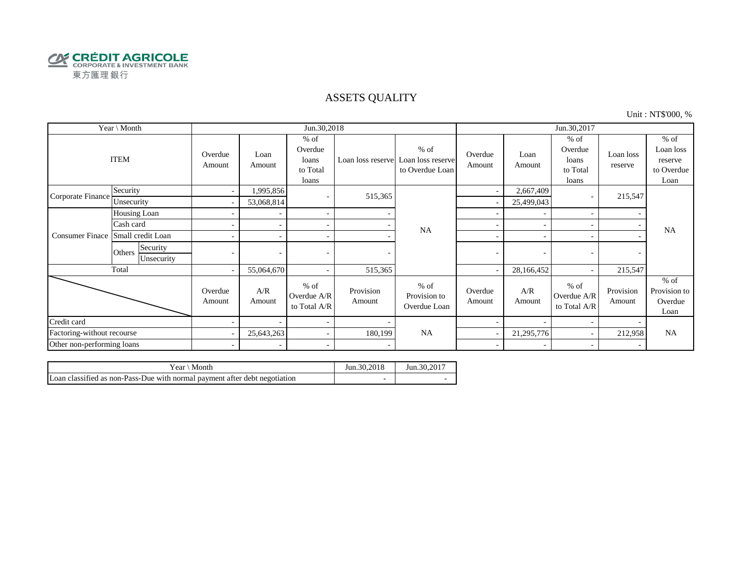CRÉDIT AGRICOLE
CORPORATE & INVESTMENT BANK
東方匯理銀行

# ASSETS QUALITY

Unit : NT$'000, %

| Year \ Month | | | Jun.30,2018 | | | | | Jun.30,2017 | | | | |
|---|---|---|---|---|---|---|---|---|---|---|---|---|
| ITEM | | | Overdue Amount | Loan Amount | % of Overdue loans to Total loans | Loan loss reserve | % of Loan loss reserve to Overdue Loan | Overdue Amount | Loan Amount | % of Overdue loans to Total loans | Loan loss reserve | % of Loan loss reserve to Overdue Loan |
| Corporate Finance | Security | | - | 1,995,856 | - | 515,365 | NA | - | 2,667,409 | - | 215,547 | NA |
| | Unsecurity | | - | 53,068,814 | | | | - | 25,499,043 | | | |
| Consumer Finace | Housing Loan | | - | - | - | - | | - | - | - | - | |
| | Cash card | | - | - | - | - | | - | - | - | - | |
| | Small credit Loan | | - | - | - | - | | - | - | - | - | |
| | Others | Security | - | - | - | - | | - | - | - | - | |
| | | Unsecurity | | | | | | | | | | |
| Total | | | - | 55,064,670 | - | 515,365 | | - | 28,166,452 | - | 215,547 | |
| | | | Overdue Amount | A/R Amount | % of Overdue A/R to Total A/R | Provision Amount | % of Provision to Overdue Loan | Overdue Amount | A/R Amount | % of Overdue A/R to Total A/R | Provision Amount | % of Provision to Overdue Loan |
| Credit card | | | - | - | - | - | NA | - | - | - | - | NA |
| Factoring-without recourse | | | - | 25,643,263 | - | 180,199 | | - | 21,295,776 | - | 212,958 | |
| Other non-performing loans | | | - | - | - | - | | - | - | - | - | |

| Year \ Month | Jun.30,2018 | Jun.30,2017 |
|---|---|---|
| Loan classified as non-Pass-Due with normal payment after debt negotiation | - | - |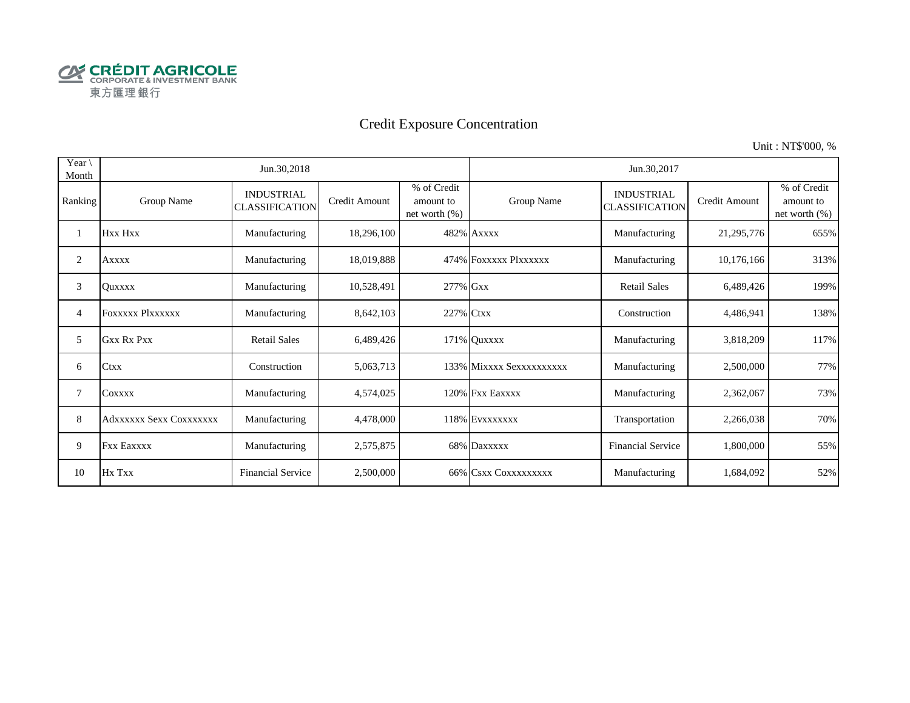CRÉDIT AGRICOLE
CORPORATE & INVESTMENT BANK
東方匯理銀行

# Credit Exposure Concentration

Unit : NT$'000, %

| Year \ Month | Jun.30,2018 | | | | Jun.30,2017 | | | |
|---|---|---|---|---|---|---|---|---|
| Ranking | Group Name | INDUSTRIAL CLASSIFICATION | Credit Amount | % of Credit amount to net worth (%) | Group Name | INDUSTRIAL CLASSIFICATION | Credit Amount | % of Credit amount to net worth (%) |
| 1 | Hxx Hxx | Manufacturing | 18,296,100 | 482% | Axxxx | Manufacturing | 21,295,776 | 655% |
| 2 | Axxxx | Manufacturing | 18,019,888 | 474% | Foxxxxx Plxxxxxx | Manufacturing | 10,176,166 | 313% |
| 3 | Quxxxx | Manufacturing | 10,528,491 | 277% | Gxx | Retail Sales | 6,489,426 | 199% |
| 4 | Foxxxxx Plxxxxxx | Manufacturing | 8,642,103 | 227% | Ctxx | Construction | 4,486,941 | 138% |
| 5 | Gxx Rx Pxx | Retail Sales | 6,489,426 | 171% | Quxxxx | Manufacturing | 3,818,209 | 117% |
| 6 | Ctxx | Construction | 5,063,713 | 133% | Mixxxx Sexxxxxxxxxxx | Manufacturing | 2,500,000 | 77% |
| 7 | Coxxxx | Manufacturing | 4,574,025 | 120% | Fxx Eaxxxx | Manufacturing | 2,362,067 | 73% |
| 8 | Adxxxxxx Sexx Coxxxxxxx | Manufacturing | 4,478,000 | 118% | Evxxxxxxx | Transportation | 2,266,038 | 70% |
| 9 | Fxx Eaxxxx | Manufacturing | 2,575,875 | 68% | Daxxxxx | Financial Service | 1,800,000 | 55% |
| 10 | Hx Txx | Financial Service | 2,500,000 | 66% | Csxx Coxxxxxxxxx | Manufacturing | 1,684,092 | 52% |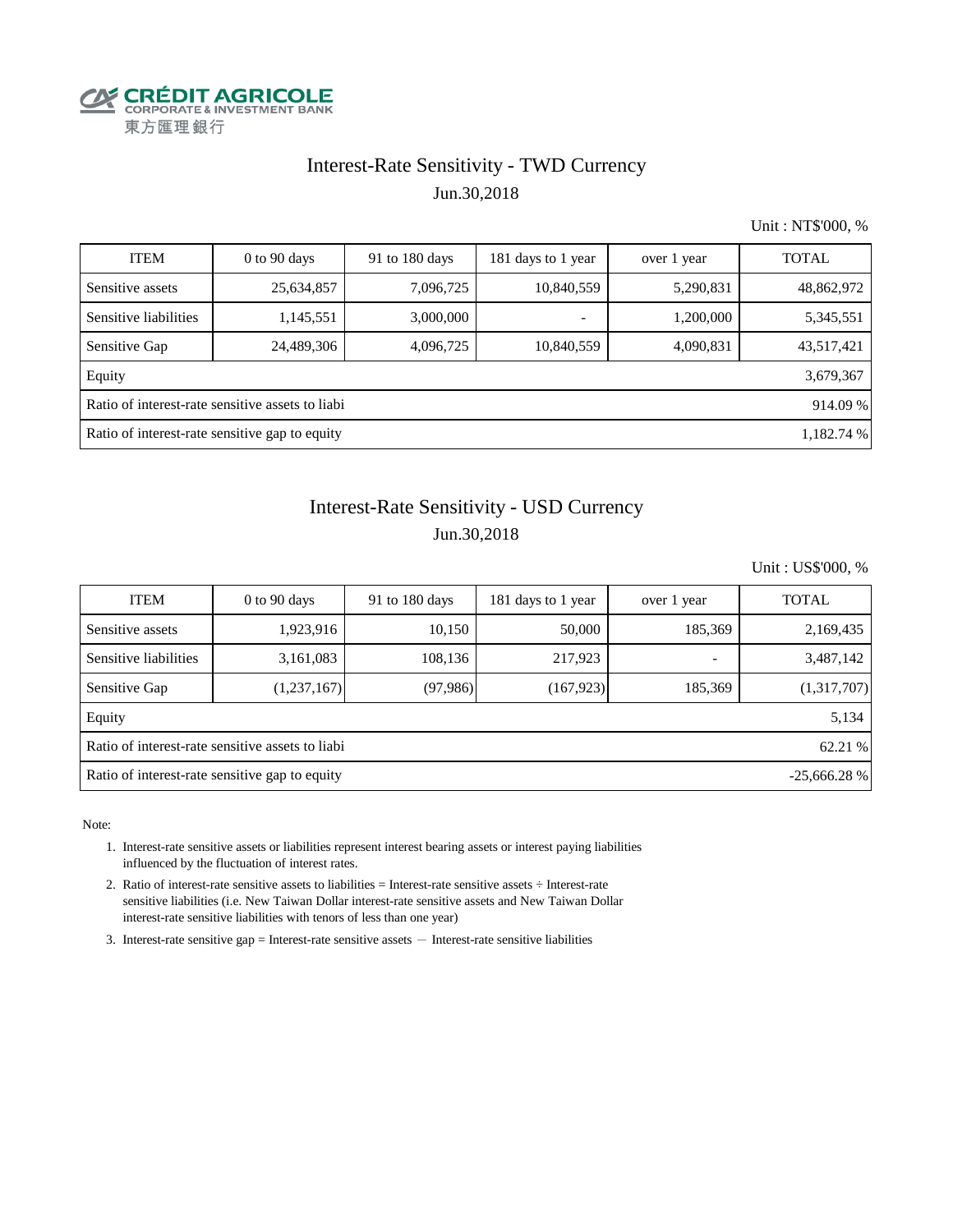CRÉDIT AGRICOLE
CORPORATE & INVESTMENT BANK
東方匯理銀行

# Interest-Rate Sensitivity - TWD Currency

Jun.30,2018

Unit : NT$'000, %

| ITEM | 0 to 90 days | 91 to 180 days | 181 days to 1 year | over 1 year | TOTAL |
|---|---|---|---|---|---|
| Sensitive assets | 25,634,857 | 7,096,725 | 10,840,559 | 5,290,831 | 48,862,972 |
| Sensitive liabilities | 1,145,551 | 3,000,000 | - | 1,200,000 | 5,345,551 |
| Sensitive Gap | 24,489,306 | 4,096,725 | 10,840,559 | 4,090,831 | 43,517,421 |
| Equity | | | | | 3,679,367 |
| Ratio of interest-rate sensitive assets to liabi | | | | | 914.09 % |
| Ratio of interest-rate sensitive gap to equity | | | | | 1,182.74 % |

# Interest-Rate Sensitivity - USD Currency

Jun.30,2018

Unit : US$'000, %

| ITEM | 0 to 90 days | 91 to 180 days | 181 days to 1 year | over 1 year | TOTAL |
|---|---|---|---|---|---|
| Sensitive assets | 1,923,916 | 10,150 | 50,000 | 185,369 | 2,169,435 |
| Sensitive liabilities | 3,161,083 | 108,136 | 217,923 | - | 3,487,142 |
| Sensitive Gap | (1,237,167) | (97,986) | (167,923) | 185,369 | (1,317,707) |
| Equity | | | | | 5,134 |
| Ratio of interest-rate sensitive assets to liabi | | | | | 62.21 % |
| Ratio of interest-rate sensitive gap to equity | | | | | -25,666.28 % |

Note:

1. Interest-rate sensitive assets or liabilities represent interest bearing assets or interest paying liabilities influenced by the fluctuation of interest rates.
2. Ratio of interest-rate sensitive assets to liabilities = Interest-rate sensitive assets ÷ Interest-rate sensitive liabilities (i.e. New Taiwan Dollar interest-rate sensitive assets and New Taiwan Dollar interest-rate sensitive liabilities with tenors of less than one year)
3. Interest-rate sensitive gap = Interest-rate sensitive assets — Interest-rate sensitive liabilities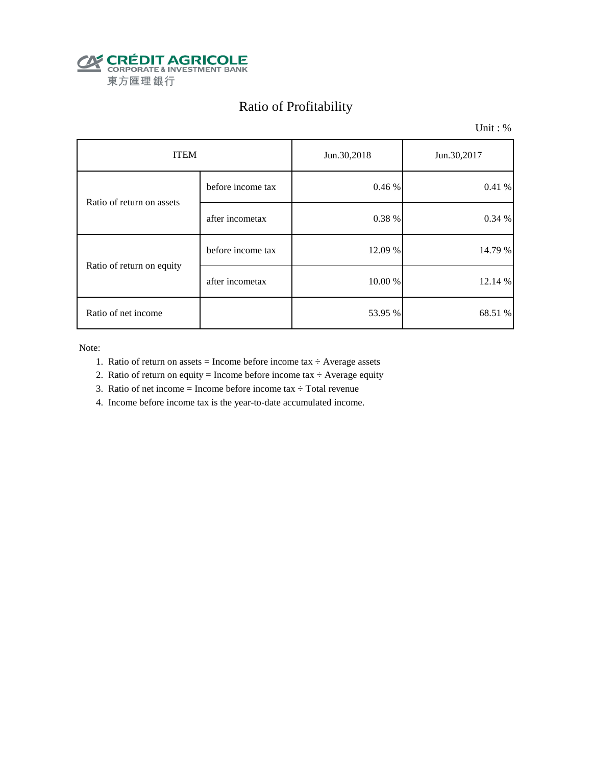CRÉDIT AGRICOLE
CORPORATE & INVESTMENT BANK
東方匯理銀行

# Ratio of Profitability

Unit : %

| ITEM | | Jun.30,2018 | Jun.30,2017 |
|---|---|---|---|
| Ratio of return on assets | before income tax | 0.46 % | 0.41 % |
| | after incometax | 0.38 % | 0.34 % |
| Ratio of return on equity | before income tax | 12.09 % | 14.79 % |
| | after incometax | 10.00 % | 12.14 % |
| Ratio of net income | | 53.95 % | 68.51 % |

Note:

1. Ratio of return on assets = Income before income tax ÷ Average assets
2. Ratio of return on equity = Income before income tax ÷ Average equity
3. Ratio of net income = Income before income tax ÷ Total revenue
4. Income before income tax is the year-to-date accumulated income.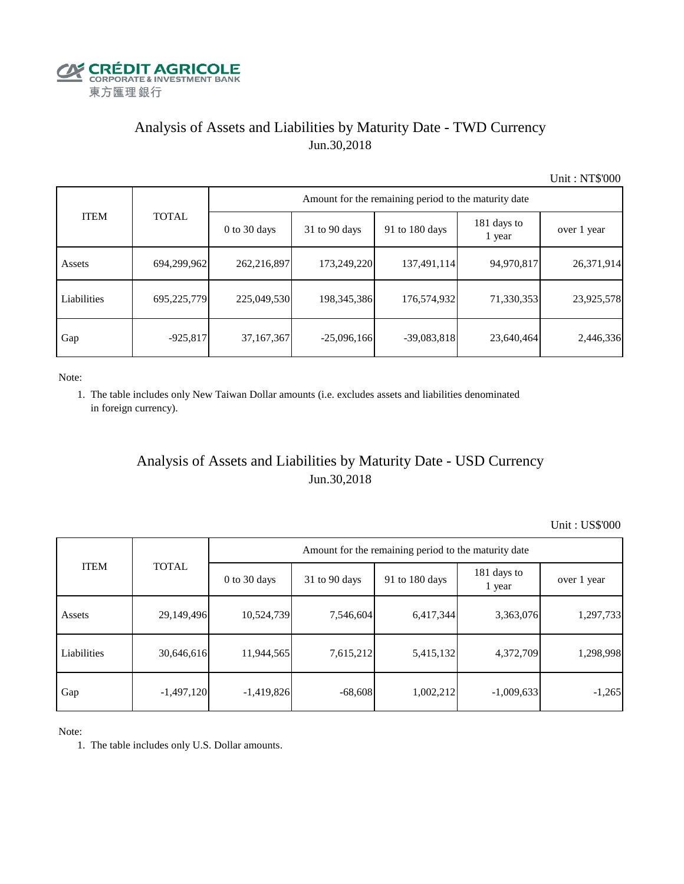CRÉDIT AGRICOLE
CORPORATE & INVESTMENT BANK
東方匯理銀行

## Analysis of Assets and Liabilities by Maturity Date - TWD Currency
Jun.30,2018

Unit : NT$'000

| ITEM | TOTAL | Amount for the remaining period to the maturity date | | | | |
|---|---|---|---|---|---|---|
| | | 0 to 30 days | 31 to 90 days | 91 to 180 days | 181 days to 1 year | over 1 year |
| Assets | 694,299,962 | 262,216,897 | 173,249,220 | 137,491,114 | 94,970,817 | 26,371,914 |
| Liabilities | 695,225,779 | 225,049,530 | 198,345,386 | 176,574,932 | 71,330,353 | 23,925,578 |
| Gap | -925,817 | 37,167,367 | -25,096,166 | -39,083,818 | 23,640,464 | 2,446,336 |

Note:

1. The table includes only New Taiwan Dollar amounts (i.e. excludes assets and liabilities denominated in foreign currency).

## Analysis of Assets and Liabilities by Maturity Date - USD Currency
Jun.30,2018

Unit : US$'000

| ITEM | TOTAL | Amount for the remaining period to the maturity date | | | | |
|---|---|---|---|---|---|---|
| | | 0 to 30 days | 31 to 90 days | 91 to 180 days | 181 days to 1 year | over 1 year |
| Assets | 29,149,496 | 10,524,739 | 7,546,604 | 6,417,344 | 3,363,076 | 1,297,733 |
| Liabilities | 30,646,616 | 11,944,565 | 7,615,212 | 5,415,132 | 4,372,709 | 1,298,998 |
| Gap | -1,497,120 | -1,419,826 | -68,608 | 1,002,212 | -1,009,633 | -1,265 |

Note:

1. The table includes only U.S. Dollar amounts.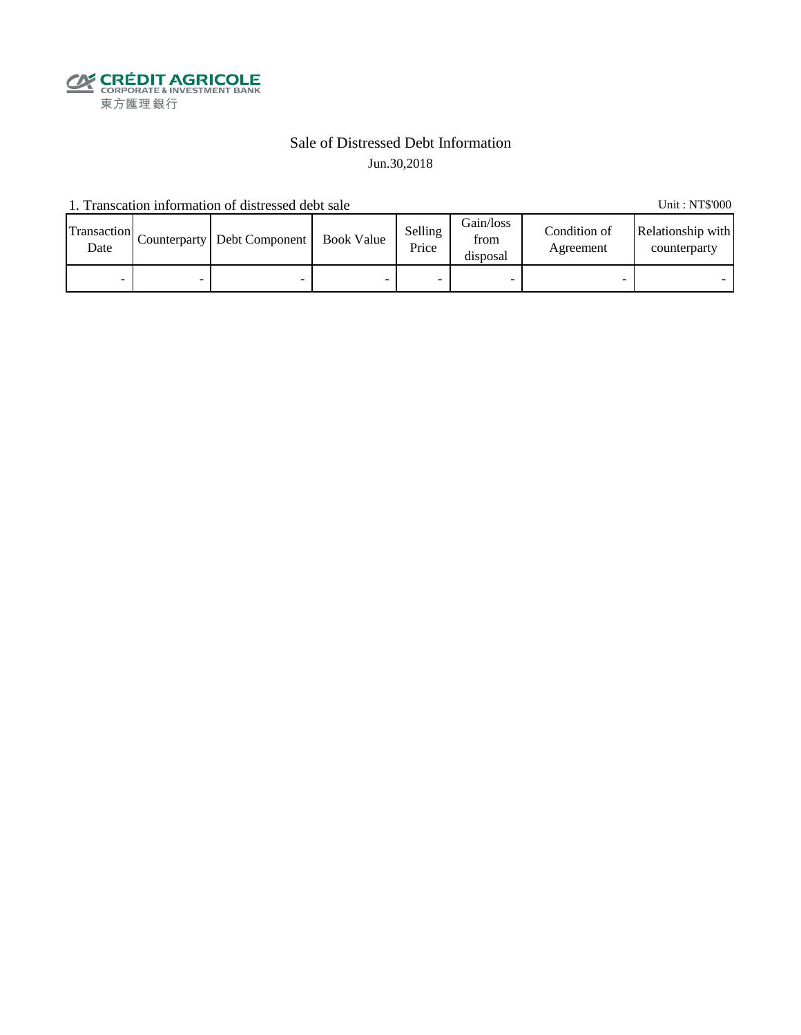CRÉDIT AGRICOLE
CORPORATE & INVESTMENT BANK
東方匯理銀行

# Sale of Distressed Debt Information

Jun.30,2018

1. Transcation information of distressed debt sale

Unit : NT$'000

| Transaction Date | Counterparty | Debt Component | Book Value | Selling Price | Gain/loss from disposal | Condition of Agreement | Relationship with counterparty |
|---|---|---|---|---|---|---|---|
| - | - | - | - | - | - | - | - |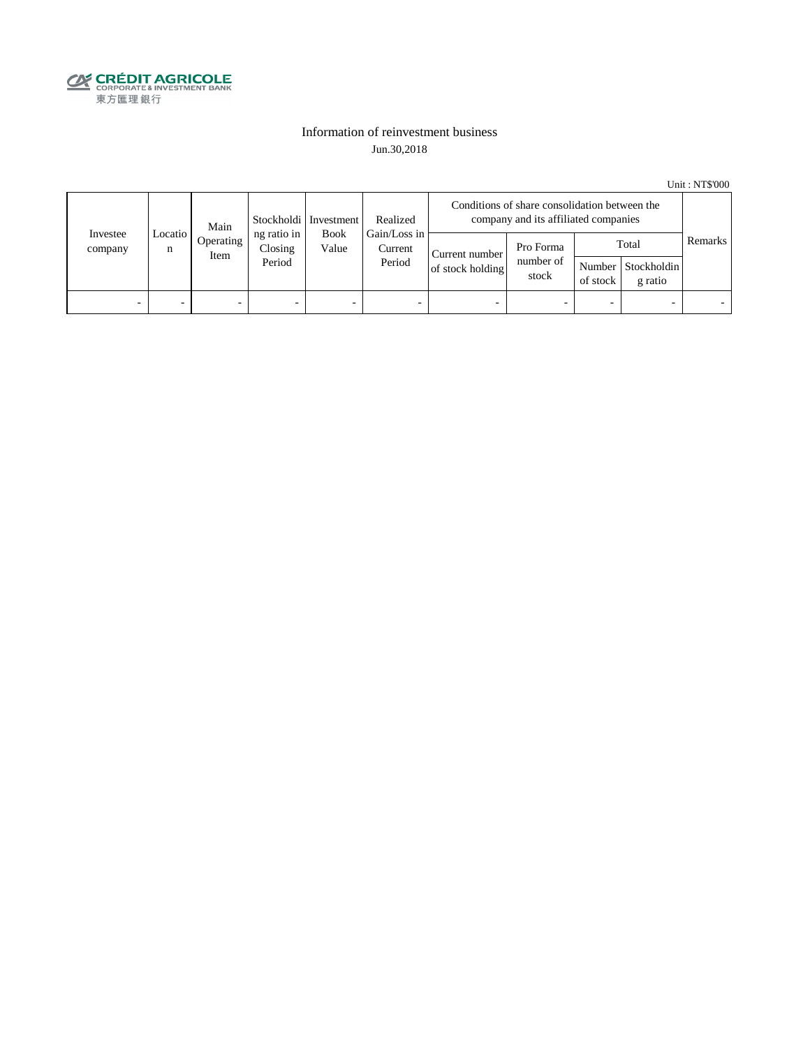CRÉDIT AGRICOLE
CORPORATE & INVESTMENT BANK
東方匯理銀行

# Information of reinvestment business

Jun.30,2018

Unit : NT$'000

| Investee company | Location | Main Operating Item | Stockholding ratio in Closing Period | Investment Book Value | Realized Gain/Loss in Current Period | Conditions of share consolidation between the company and its affiliated companies | | | | Remarks |
|---|---|---|---|---|---|---|---|---|---|---|
| | | | | | | Current number of stock holding | Pro Forma number of stock | Total | | |
| | | | | | | | | Number of stock | Stockholding ratio | |
| - | - | - | - | - | - | - | - | - | - | - |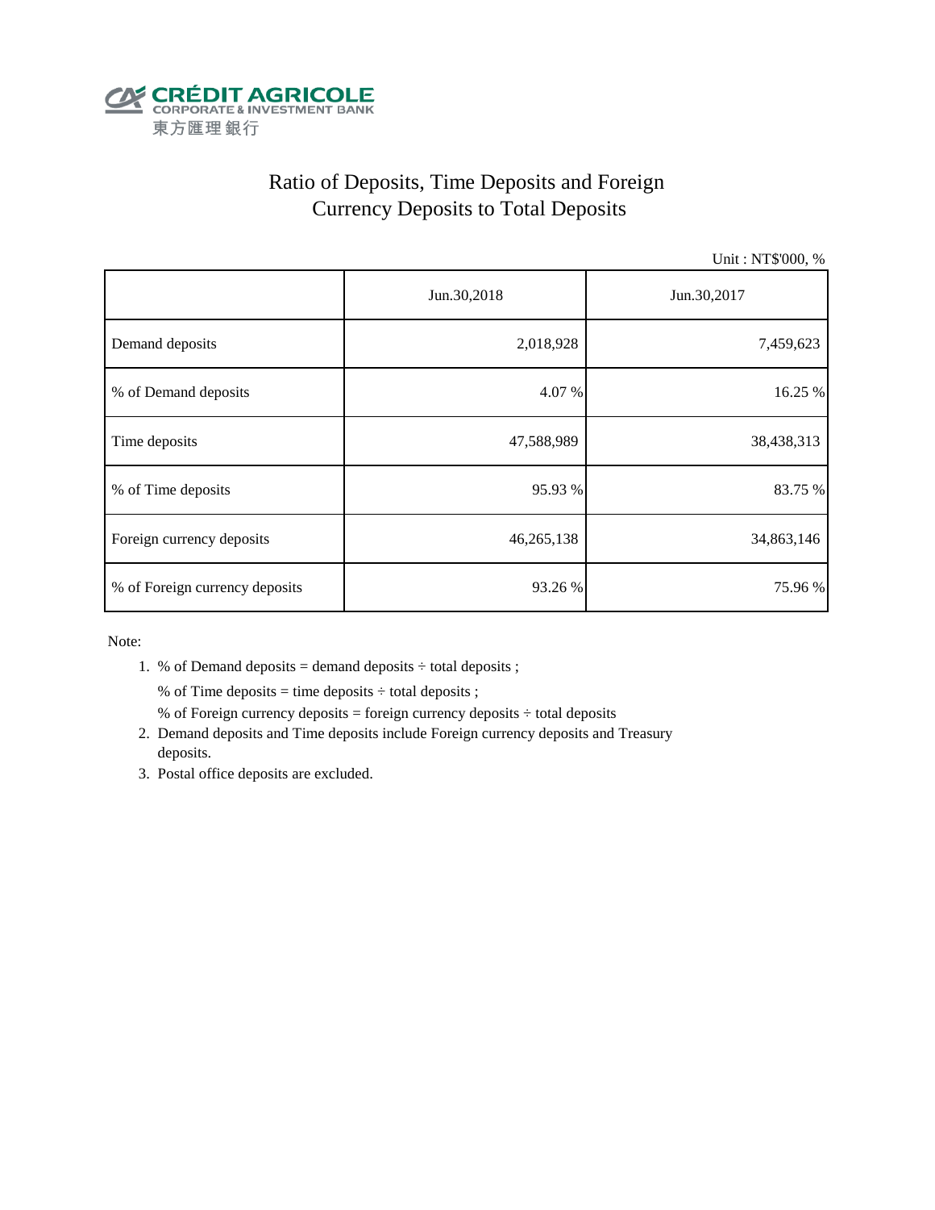CRÉDIT AGRICOLE
CORPORATE & INVESTMENT BANK
東方匯理銀行

# Ratio of Deposits, Time Deposits and Foreign Currency Deposits to Total Deposits

Unit : NT$'000, %

| | Jun.30,2018 | Jun.30,2017 |
|---|---|---|
| Demand deposits | 2,018,928 | 7,459,623 |
| % of Demand deposits | 4.07 % | 16.25 % |
| Time deposits | 47,588,989 | 38,438,313 |
| % of Time deposits | 95.93 % | 83.75 % |
| Foreign currency deposits | 46,265,138 | 34,863,146 |
| % of Foreign currency deposits | 93.26 % | 75.96 % |

Note:

1. % of Demand deposits = demand deposits ÷ total deposits ;

   % of Time deposits = time deposits ÷ total deposits ;

   % of Foreign currency deposits = foreign currency deposits ÷ total deposits
2. Demand deposits and Time deposits include Foreign currency deposits and Treasury deposits.
3. Postal office deposits are excluded.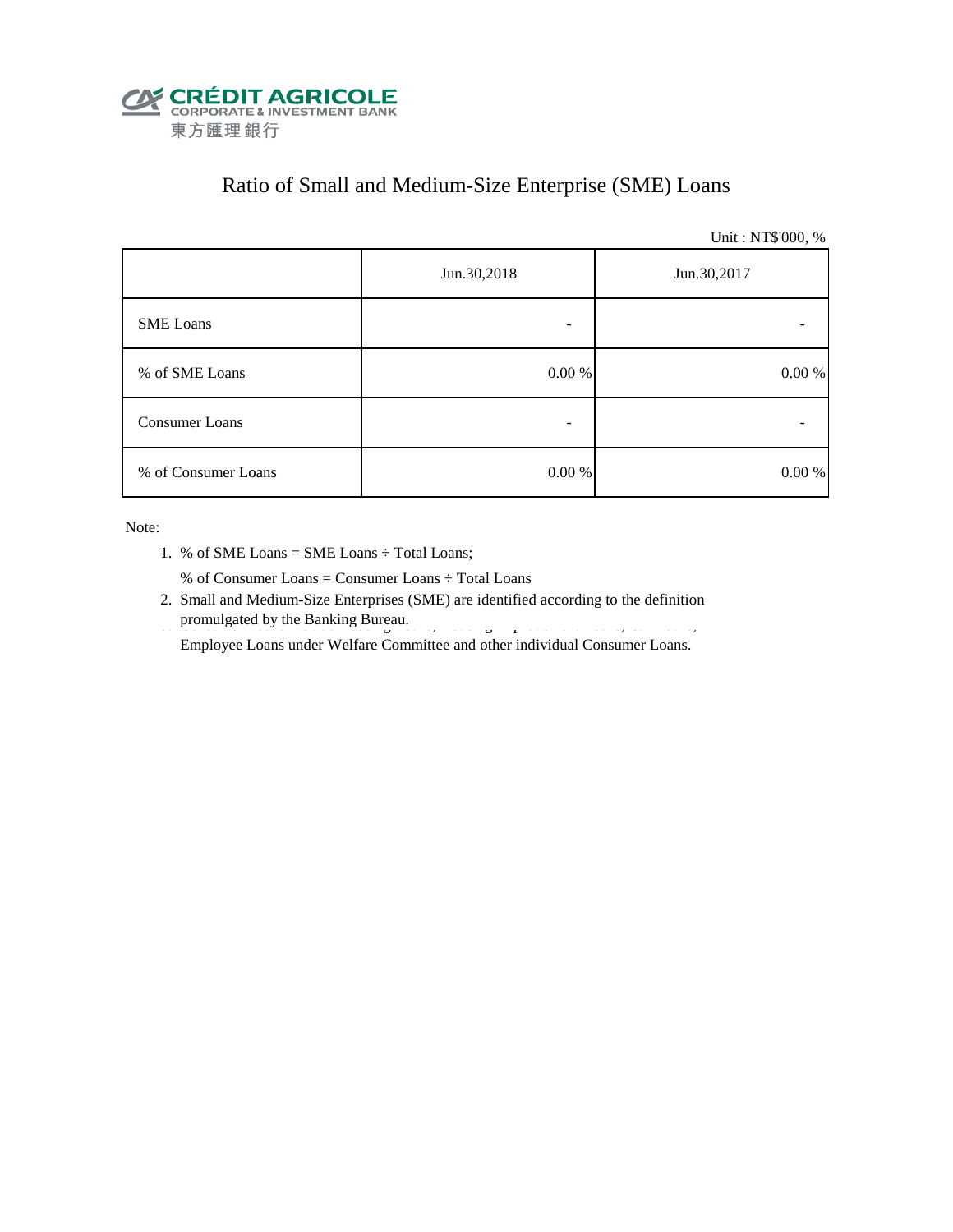CRÉDIT AGRICOLE
CORPORATE & INVESTMENT BANK
東方匯理銀行

# Ratio of Small and Medium-Size Enterprise (SME) Loans

Unit : NT$'000, %

| | Jun.30,2018 | Jun.30,2017 |
|---|---|---|
| SME Loans | - | - |
| % of SME Loans | 0.00 % | 0.00 % |
| Consumer Loans | - | - |
| % of Consumer Loans | 0.00 % | 0.00 % |

Note:

1. % of SME Loans = SME Loans ÷ Total Loans;

   % of Consumer Loans = Consumer Loans ÷ Total Loans

2. Small and Medium-Size Enterprises (SME) are identified according to the definition promulgated by the Banking Bureau.

   Employee Loans under Welfare Committee and other individual Consumer Loans.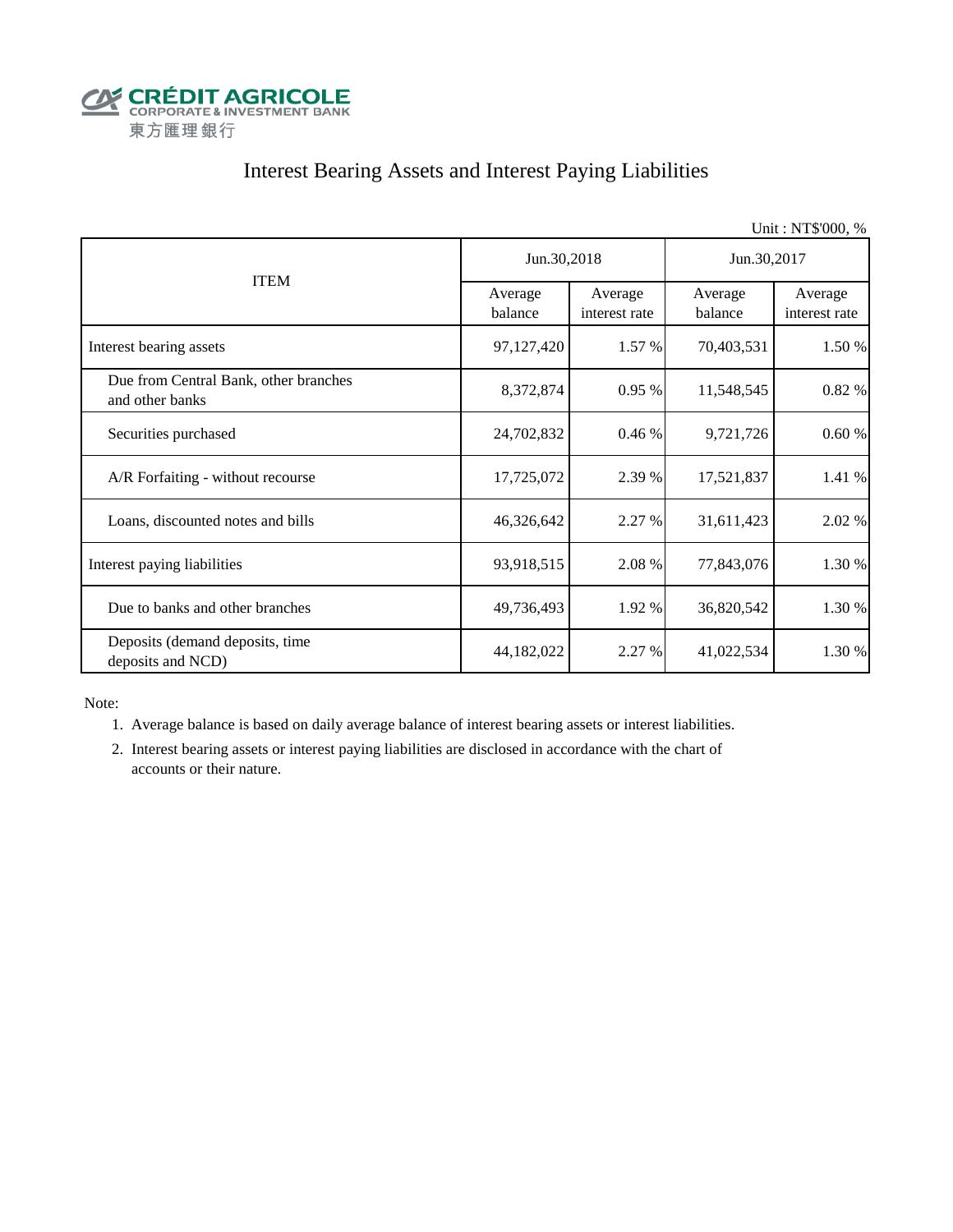CRÉDIT AGRICOLE
CORPORATE & INVESTMENT BANK
東方匯理銀行

# Interest Bearing Assets and Interest Paying Liabilities

Unit : NT$'000, %

| ITEM | Jun.30,2018 | | Jun.30,2017 | |
|---|---|---|---|---|
| | Average balance | Average interest rate | Average balance | Average interest rate |
| Interest bearing assets | 97,127,420 | 1.57 % | 70,403,531 | 1.50 % |
| Due from Central Bank, other branches and other banks | 8,372,874 | 0.95 % | 11,548,545 | 0.82 % |
| Securities purchased | 24,702,832 | 0.46 % | 9,721,726 | 0.60 % |
| A/R Forfaiting - without recourse | 17,725,072 | 2.39 % | 17,521,837 | 1.41 % |
| Loans, discounted notes and bills | 46,326,642 | 2.27 % | 31,611,423 | 2.02 % |
| Interest paying liabilities | 93,918,515 | 2.08 % | 77,843,076 | 1.30 % |
| Due to banks and other branches | 49,736,493 | 1.92 % | 36,820,542 | 1.30 % |
| Deposits (demand deposits, time deposits and NCD) | 44,182,022 | 2.27 % | 41,022,534 | 1.30 % |

Note:

1. Average balance is based on daily average balance of interest bearing assets or interest liabilities.
2. Interest bearing assets or interest paying liabilities are disclosed in accordance with the chart of accounts or their nature.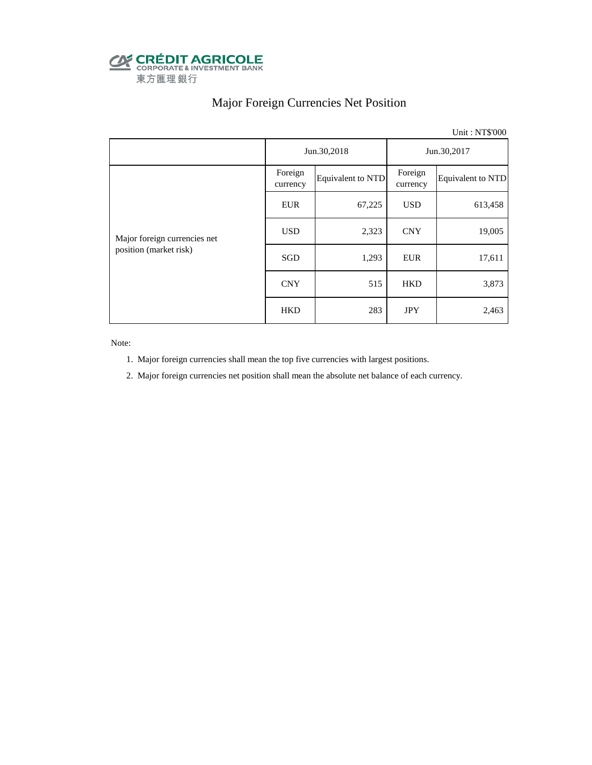CRÉDIT AGRICOLE
CORPORATE & INVESTMENT BANK
東方匯理銀行

# Major Foreign Currencies Net Position

Unit : NT$'000

| | Jun.30,2018 | | Jun.30,2017 | |
|---|---|---|---|---|
| | Foreign currency | Equivalent to NTD | Foreign currency | Equivalent to NTD |
| Major foreign currencies net position (market risk) | EUR | 67,225 | USD | 613,458 |
| | USD | 2,323 | CNY | 19,005 |
| | SGD | 1,293 | EUR | 17,611 |
| | CNY | 515 | HKD | 3,873 |
| | HKD | 283 | JPY | 2,463 |

Note:

1. Major foreign currencies shall mean the top five currencies with largest positions.
2. Major foreign currencies net position shall mean the absolute net balance of each currency.